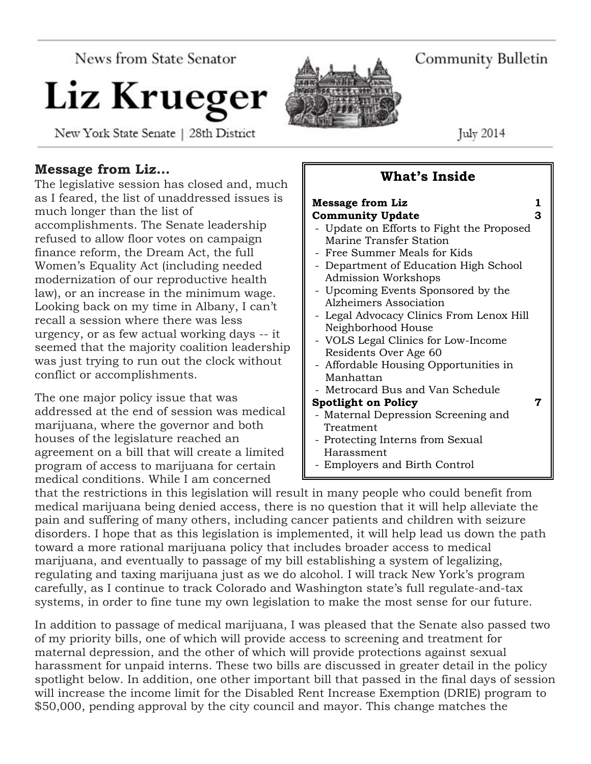News from State Senator

# Liz Krueger

New York State Senate | 28th District

Community Bulletin

July 2014

## What's Inside

| | |
|---|---|
| **Message from Liz** | **1** |
| **Community Update** | **3** |
| - Update on Efforts to Fight the Proposed Marine Transfer Station | |
| - Free Summer Meals for Kids | |
| - Department of Education High School Admission Workshops | |
| - Upcoming Events Sponsored by the Alzheimers Association | |
| - Legal Advocacy Clinics From Lenox Hill Neighborhood House | |
| - VOLS Legal Clinics for Low-Income Residents Over Age 60 | |
| - Affordable Housing Opportunities in Manhattan | |
| - Metrocard Bus and Van Schedule | |
| **Spotlight on Policy** | **7** |
| - Maternal Depression Screening and Treatment | |
| - Protecting Interns from Sexual Harassment | |
| - Employers and Birth Control | |

## Message from Liz...

The legislative session has closed and, much as I feared, the list of unaddressed issues is much longer than the list of accomplishments. The Senate leadership refused to allow floor votes on campaign finance reform, the Dream Act, the full Women's Equality Act (including needed modernization of our reproductive health law), or an increase in the minimum wage. Looking back on my time in Albany, I can't recall a session where there was less urgency, or as few actual working days -- it seemed that the majority coalition leadership was just trying to run out the clock without conflict or accomplishments.

The one major policy issue that was addressed at the end of session was medical marijuana, where the governor and both houses of the legislature reached an agreement on a bill that will create a limited program of access to marijuana for certain medical conditions. While I am concerned that the restrictions in this legislation will result in many people who could benefit from medical marijuana being denied access, there is no question that it will help alleviate the pain and suffering of many others, including cancer patients and children with seizure disorders. I hope that as this legislation is implemented, it will help lead us down the path toward a more rational marijuana policy that includes broader access to medical marijuana, and eventually to passage of my bill establishing a system of legalizing, regulating and taxing marijuana just as we do alcohol. I will track New York's program carefully, as I continue to track Colorado and Washington state's full regulate-and-tax systems, in order to fine tune my own legislation to make the most sense for our future.

In addition to passage of medical marijuana, I was pleased that the Senate also passed two of my priority bills, one of which will provide access to screening and treatment for maternal depression, and the other of which will provide protections against sexual harassment for unpaid interns. These two bills are discussed in greater detail in the policy spotlight below. In addition, one other important bill that passed in the final days of session will increase the income limit for the Disabled Rent Increase Exemption (DRIE) program to $50,000, pending approval by the city council and mayor. This change matches the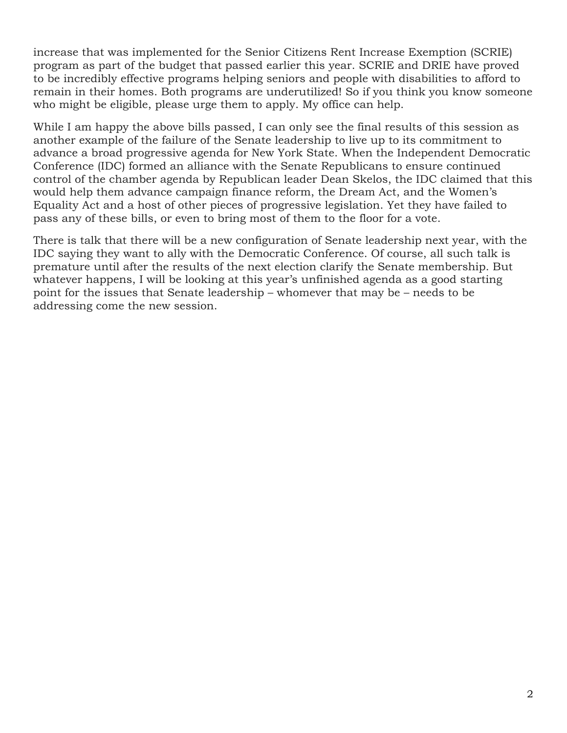increase that was implemented for the Senior Citizens Rent Increase Exemption (SCRIE) program as part of the budget that passed earlier this year. SCRIE and DRIE have proved to be incredibly effective programs helping seniors and people with disabilities to afford to remain in their homes. Both programs are underutilized! So if you think you know someone who might be eligible, please urge them to apply. My office can help.

While I am happy the above bills passed, I can only see the final results of this session as another example of the failure of the Senate leadership to live up to its commitment to advance a broad progressive agenda for New York State. When the Independent Democratic Conference (IDC) formed an alliance with the Senate Republicans to ensure continued control of the chamber agenda by Republican leader Dean Skelos, the IDC claimed that this would help them advance campaign finance reform, the Dream Act, and the Women's Equality Act and a host of other pieces of progressive legislation. Yet they have failed to pass any of these bills, or even to bring most of them to the floor for a vote.

There is talk that there will be a new configuration of Senate leadership next year, with the IDC saying they want to ally with the Democratic Conference. Of course, all such talk is premature until after the results of the next election clarify the Senate membership. But whatever happens, I will be looking at this year's unfinished agenda as a good starting point for the issues that Senate leadership – whomever that may be – needs to be addressing come the new session.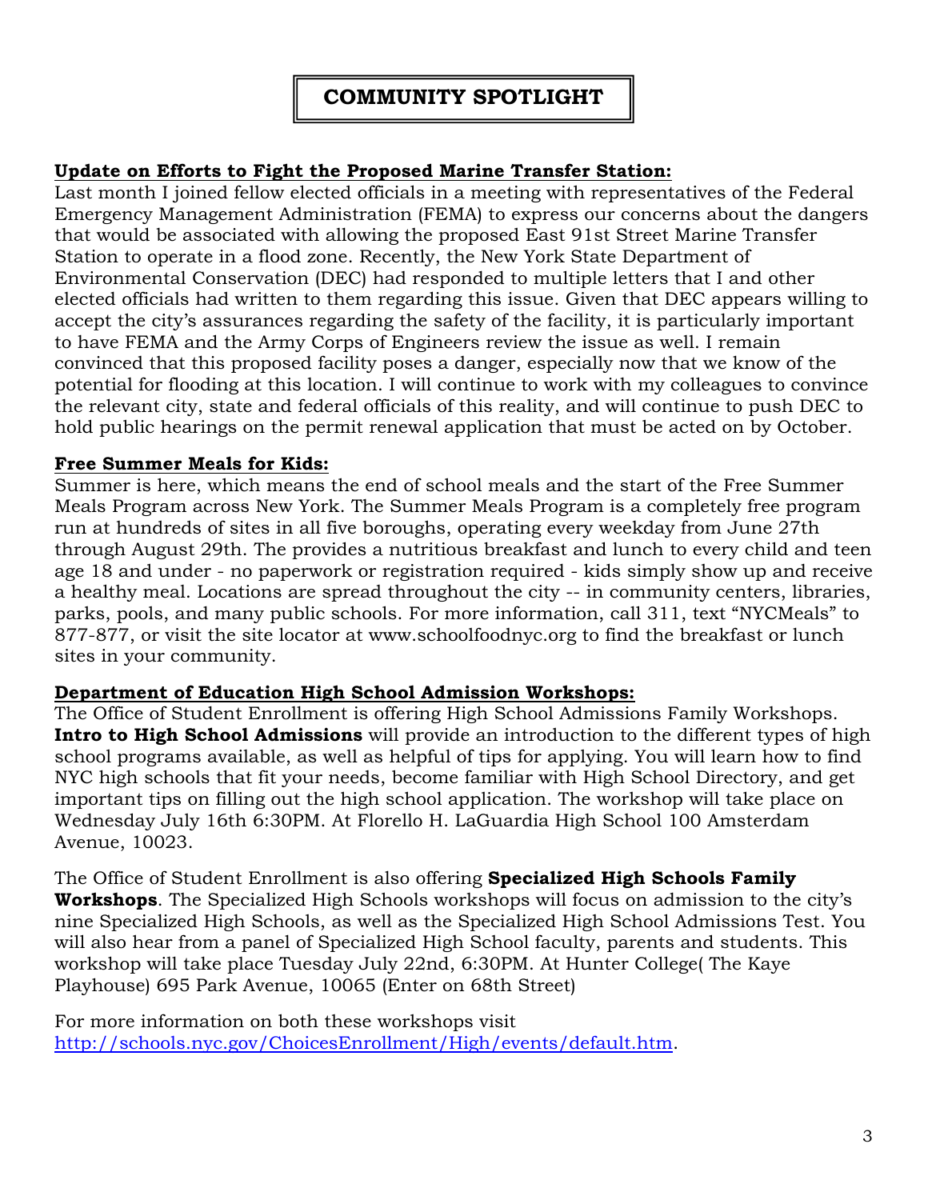# COMMUNITY SPOTLIGHT

**Update on Efforts to Fight the Proposed Marine Transfer Station:**

Last month I joined fellow elected officials in a meeting with representatives of the Federal Emergency Management Administration (FEMA) to express our concerns about the dangers that would be associated with allowing the proposed East 91st Street Marine Transfer Station to operate in a flood zone. Recently, the New York State Department of Environmental Conservation (DEC) had responded to multiple letters that I and other elected officials had written to them regarding this issue. Given that DEC appears willing to accept the city's assurances regarding the safety of the facility, it is particularly important to have FEMA and the Army Corps of Engineers review the issue as well. I remain convinced that this proposed facility poses a danger, especially now that we know of the potential for flooding at this location. I will continue to work with my colleagues to convince the relevant city, state and federal officials of this reality, and will continue to push DEC to hold public hearings on the permit renewal application that must be acted on by October.

**Free Summer Meals for Kids:**

Summer is here, which means the end of school meals and the start of the Free Summer Meals Program across New York. The Summer Meals Program is a completely free program run at hundreds of sites in all five boroughs, operating every weekday from June 27th through August 29th. The provides a nutritious breakfast and lunch to every child and teen age 18 and under - no paperwork or registration required - kids simply show up and receive a healthy meal. Locations are spread throughout the city -- in community centers, libraries, parks, pools, and many public schools. For more information, call 311, text "NYCMeals" to 877-877, or visit the site locator at www.schoolfoodnyc.org to find the breakfast or lunch sites in your community.

**Department of Education High School Admission Workshops:**

The Office of Student Enrollment is offering High School Admissions Family Workshops. **Intro to High School Admissions** will provide an introduction to the different types of high school programs available, as well as helpful of tips for applying. You will learn how to find NYC high schools that fit your needs, become familiar with High School Directory, and get important tips on filling out the high school application. The workshop will take place on Wednesday July 16th 6:30PM. At Florello H. LaGuardia High School 100 Amsterdam Avenue, 10023.

The Office of Student Enrollment is also offering **Specialized High Schools Family Workshops**. The Specialized High Schools workshops will focus on admission to the city's nine Specialized High Schools, as well as the Specialized High School Admissions Test. You will also hear from a panel of Specialized High School faculty, parents and students. This workshop will take place Tuesday July 22nd, 6:30PM. At Hunter College( The Kaye Playhouse) 695 Park Avenue, 10065 (Enter on 68th Street)

For more information on both these workshops visit http://schools.nyc.gov/ChoicesEnrollment/High/events/default.htm.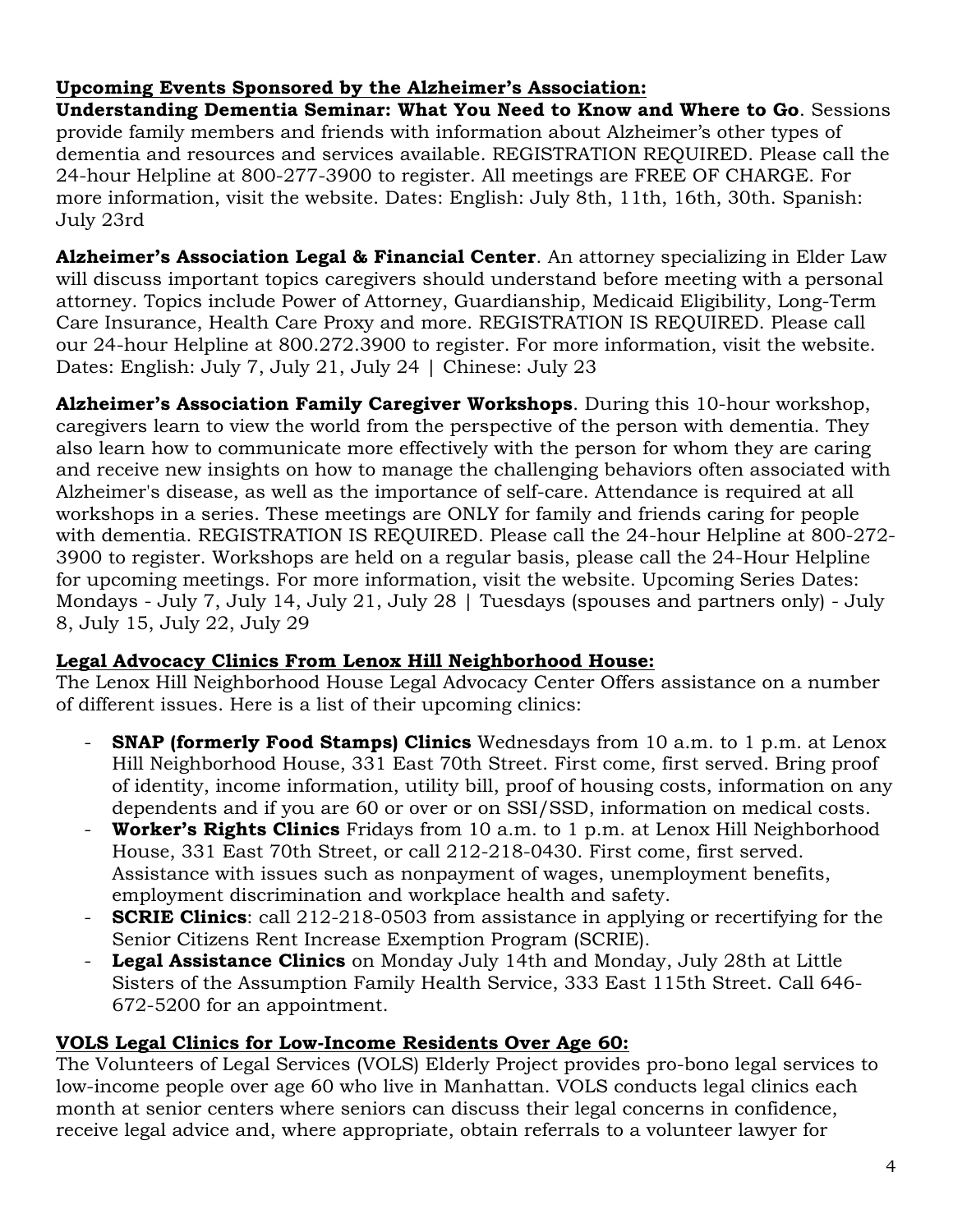**<u>Upcoming Events Sponsored by the Alzheimer's Association:</u>**

**Understanding Dementia Seminar: What You Need to Know and Where to Go**. Sessions provide family members and friends with information about Alzheimer's other types of dementia and resources and services available. REGISTRATION REQUIRED. Please call the 24-hour Helpline at 800-277-3900 to register. All meetings are FREE OF CHARGE. For more information, visit the website. Dates: English: July 8th, 11th, 16th, 30th. Spanish: July 23rd

**Alzheimer's Association Legal & Financial Center**. An attorney specializing in Elder Law will discuss important topics caregivers should understand before meeting with a personal attorney. Topics include Power of Attorney, Guardianship, Medicaid Eligibility, Long-Term Care Insurance, Health Care Proxy and more. REGISTRATION IS REQUIRED. Please call our 24-hour Helpline at 800.272.3900 to register. For more information, visit the website. Dates: English: July 7, July 21, July 24 | Chinese: July 23

**Alzheimer's Association Family Caregiver Workshops**. During this 10-hour workshop, caregivers learn to view the world from the perspective of the person with dementia. They also learn how to communicate more effectively with the person for whom they are caring and receive new insights on how to manage the challenging behaviors often associated with Alzheimer's disease, as well as the importance of self-care. Attendance is required at all workshops in a series. These meetings are ONLY for family and friends caring for people with dementia. REGISTRATION IS REQUIRED. Please call the 24-hour Helpline at 800-272-3900 to register. Workshops are held on a regular basis, please call the 24-Hour Helpline for upcoming meetings. For more information, visit the website. Upcoming Series Dates: Mondays - July 7, July 14, July 21, July 28 | Tuesdays (spouses and partners only) - July 8, July 15, July 22, July 29

**<u>Legal Advocacy Clinics From Lenox Hill Neighborhood House:</u>**

The Lenox Hill Neighborhood House Legal Advocacy Center Offers assistance on a number of different issues. Here is a list of their upcoming clinics:

- **SNAP (formerly Food Stamps) Clinics** Wednesdays from 10 a.m. to 1 p.m. at Lenox Hill Neighborhood House, 331 East 70th Street. First come, first served. Bring proof of identity, income information, utility bill, proof of housing costs, information on any dependents and if you are 60 or over or on SSI/SSD, information on medical costs.
- **Worker's Rights Clinics** Fridays from 10 a.m. to 1 p.m. at Lenox Hill Neighborhood House, 331 East 70th Street, or call 212-218-0430. First come, first served. Assistance with issues such as nonpayment of wages, unemployment benefits, employment discrimination and workplace health and safety.
- **SCRIE Clinics**: call 212-218-0503 from assistance in applying or recertifying for the Senior Citizens Rent Increase Exemption Program (SCRIE).
- **Legal Assistance Clinics** on Monday July 14th and Monday, July 28th at Little Sisters of the Assumption Family Health Service, 333 East 115th Street. Call 646-672-5200 for an appointment.

**<u>VOLS Legal Clinics for Low-Income Residents Over Age 60:</u>**

The Volunteers of Legal Services (VOLS) Elderly Project provides pro-bono legal services to low-income people over age 60 who live in Manhattan. VOLS conducts legal clinics each month at senior centers where seniors can discuss their legal concerns in confidence, receive legal advice and, where appropriate, obtain referrals to a volunteer lawyer for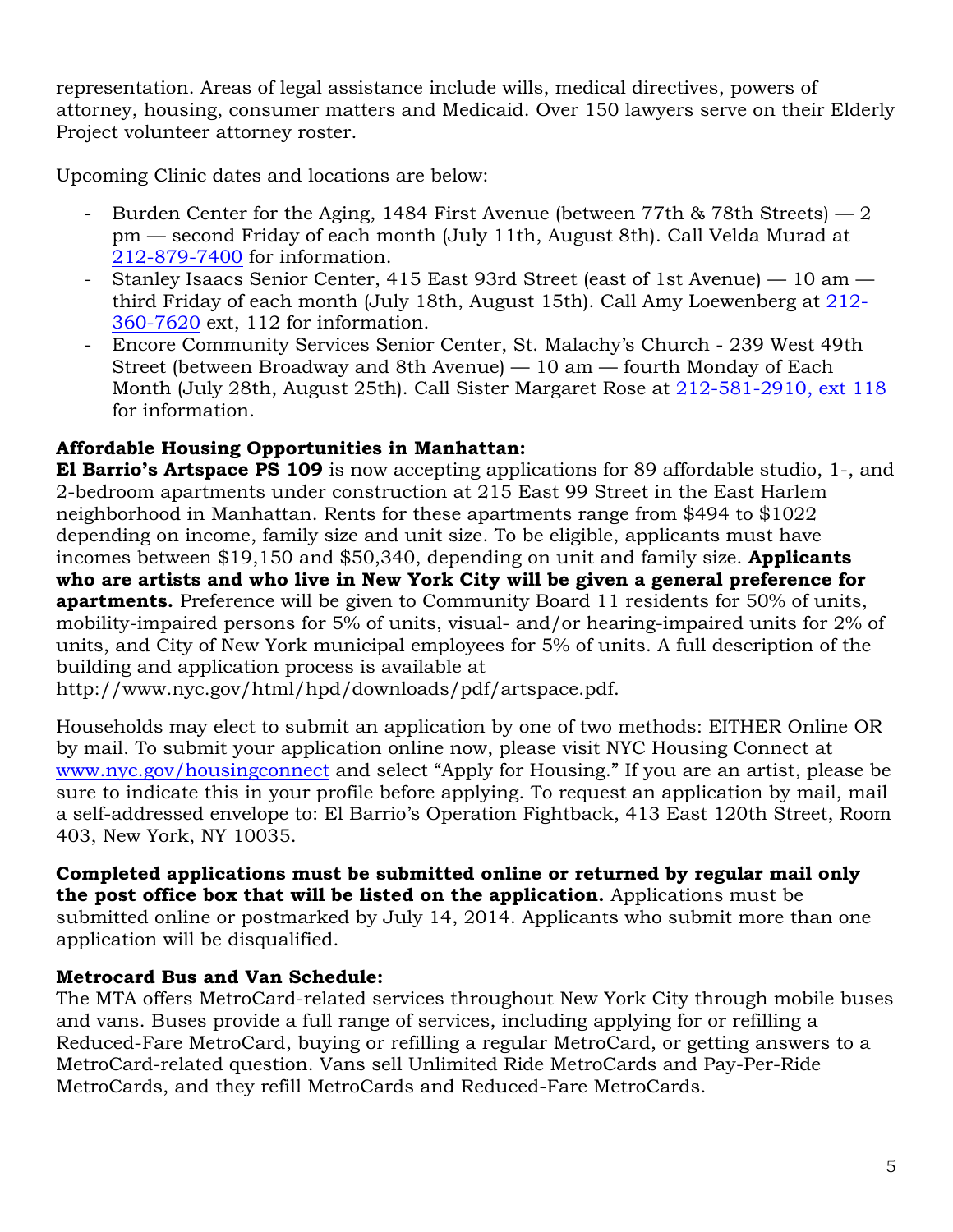representation. Areas of legal assistance include wills, medical directives, powers of attorney, housing, consumer matters and Medicaid. Over 150 lawyers serve on their Elderly Project volunteer attorney roster.

Upcoming Clinic dates and locations are below:

- Burden Center for the Aging, 1484 First Avenue (between 77th & 78th Streets) — 2 pm — second Friday of each month (July 11th, August 8th). Call Velda Murad at 212-879-7400 for information.
- Stanley Isaacs Senior Center, 415 East 93rd Street (east of 1st Avenue) — 10 am — third Friday of each month (July 18th, August 15th). Call Amy Loewenberg at 212-360-7620 ext, 112 for information.
- Encore Community Services Senior Center, St. Malachy's Church - 239 West 49th Street (between Broadway and 8th Avenue) — 10 am — fourth Monday of Each Month (July 28th, August 25th). Call Sister Margaret Rose at 212-581-2910, ext 118 for information.

**Affordable Housing Opportunities in Manhattan:**

**El Barrio's Artspace PS 109** is now accepting applications for 89 affordable studio, 1-, and 2-bedroom apartments under construction at 215 East 99 Street in the East Harlem neighborhood in Manhattan. Rents for these apartments range from $494 to $1022 depending on income, family size and unit size. To be eligible, applicants must have incomes between $19,150 and $50,340, depending on unit and family size. **Applicants who are artists and who live in New York City will be given a general preference for apartments.** Preference will be given to Community Board 11 residents for 50% of units, mobility-impaired persons for 5% of units, visual- and/or hearing-impaired units for 2% of units, and City of New York municipal employees for 5% of units. A full description of the building and application process is available at http://www.nyc.gov/html/hpd/downloads/pdf/artspace.pdf.

Households may elect to submit an application by one of two methods: EITHER Online OR by mail. To submit your application online now, please visit NYC Housing Connect at www.nyc.gov/housingconnect and select "Apply for Housing." If you are an artist, please be sure to indicate this in your profile before applying. To request an application by mail, mail a self-addressed envelope to: El Barrio's Operation Fightback, 413 East 120th Street, Room 403, New York, NY 10035.

**Completed applications must be submitted online or returned by regular mail only the post office box that will be listed on the application.** Applications must be submitted online or postmarked by July 14, 2014. Applicants who submit more than one application will be disqualified.

**Metrocard Bus and Van Schedule:**

The MTA offers MetroCard-related services throughout New York City through mobile buses and vans. Buses provide a full range of services, including applying for or refilling a Reduced-Fare MetroCard, buying or refilling a regular MetroCard, or getting answers to a MetroCard-related question. Vans sell Unlimited Ride MetroCards and Pay-Per-Ride MetroCards, and they refill MetroCards and Reduced-Fare MetroCards.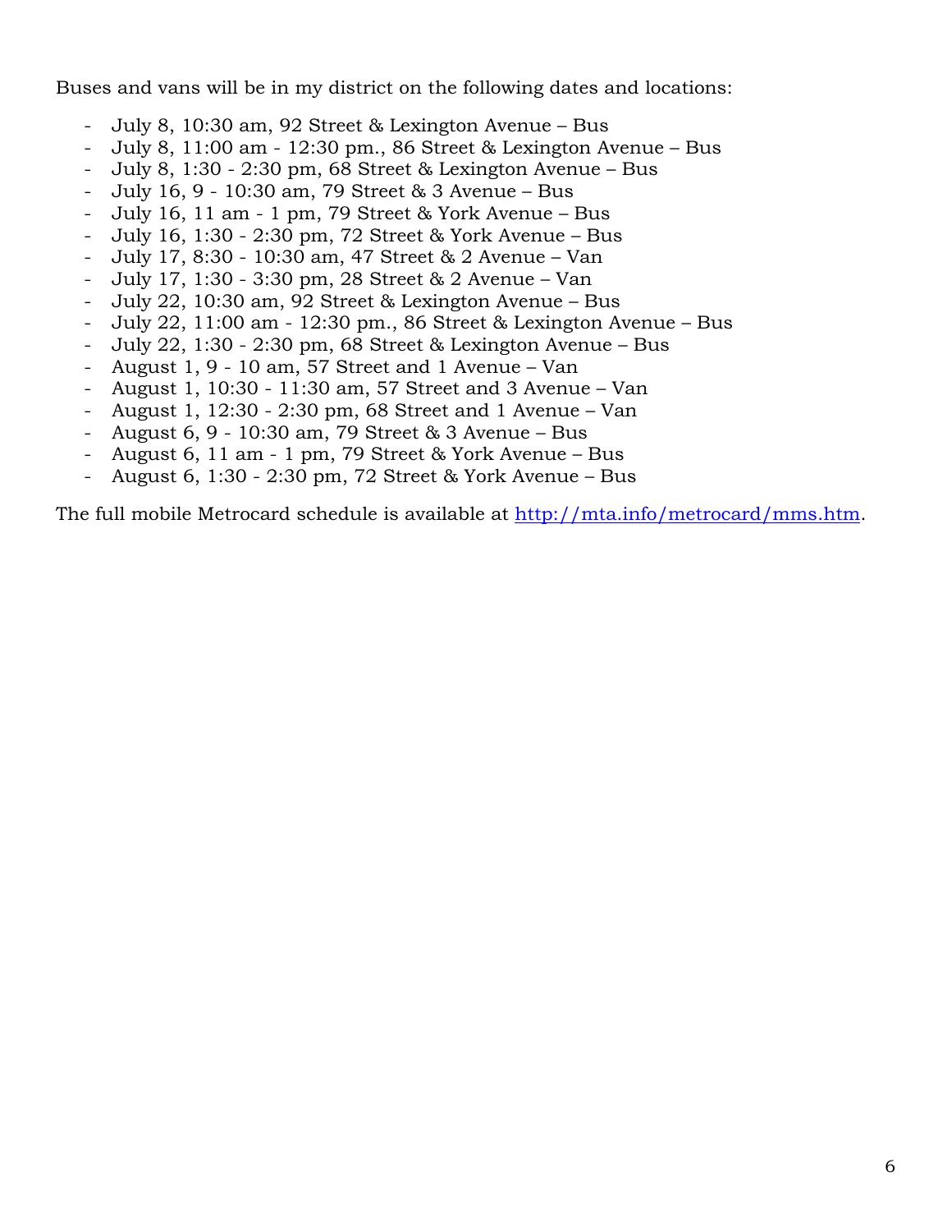Buses and vans will be in my district on the following dates and locations:

- July 8, 10:30 am, 92 Street & Lexington Avenue – Bus
- July 8, 11:00 am - 12:30 pm., 86 Street & Lexington Avenue – Bus
- July 8, 1:30 - 2:30 pm, 68 Street & Lexington Avenue – Bus
- July 16, 9 - 10:30 am, 79 Street & 3 Avenue – Bus
- July 16, 11 am - 1 pm, 79 Street & York Avenue – Bus
- July 16, 1:30 - 2:30 pm, 72 Street & York Avenue – Bus
- July 17, 8:30 - 10:30 am, 47 Street & 2 Avenue – Van
- July 17, 1:30 - 3:30 pm, 28 Street & 2 Avenue – Van
- July 22, 10:30 am, 92 Street & Lexington Avenue – Bus
- July 22, 11:00 am - 12:30 pm., 86 Street & Lexington Avenue – Bus
- July 22, 1:30 - 2:30 pm, 68 Street & Lexington Avenue – Bus
- August 1, 9 - 10 am, 57 Street and 1 Avenue – Van
- August 1, 10:30 - 11:30 am, 57 Street and 3 Avenue – Van
- August 1, 12:30 - 2:30 pm, 68 Street and 1 Avenue – Van
- August 6, 9 - 10:30 am, 79 Street & 3 Avenue – Bus
- August 6, 11 am - 1 pm, 79 Street & York Avenue – Bus
- August 6, 1:30 - 2:30 pm, 72 Street & York Avenue – Bus

The full mobile Metrocard schedule is available at [http://mta.info/metrocard/mms.htm](http://mta.info/metrocard/mms.htm).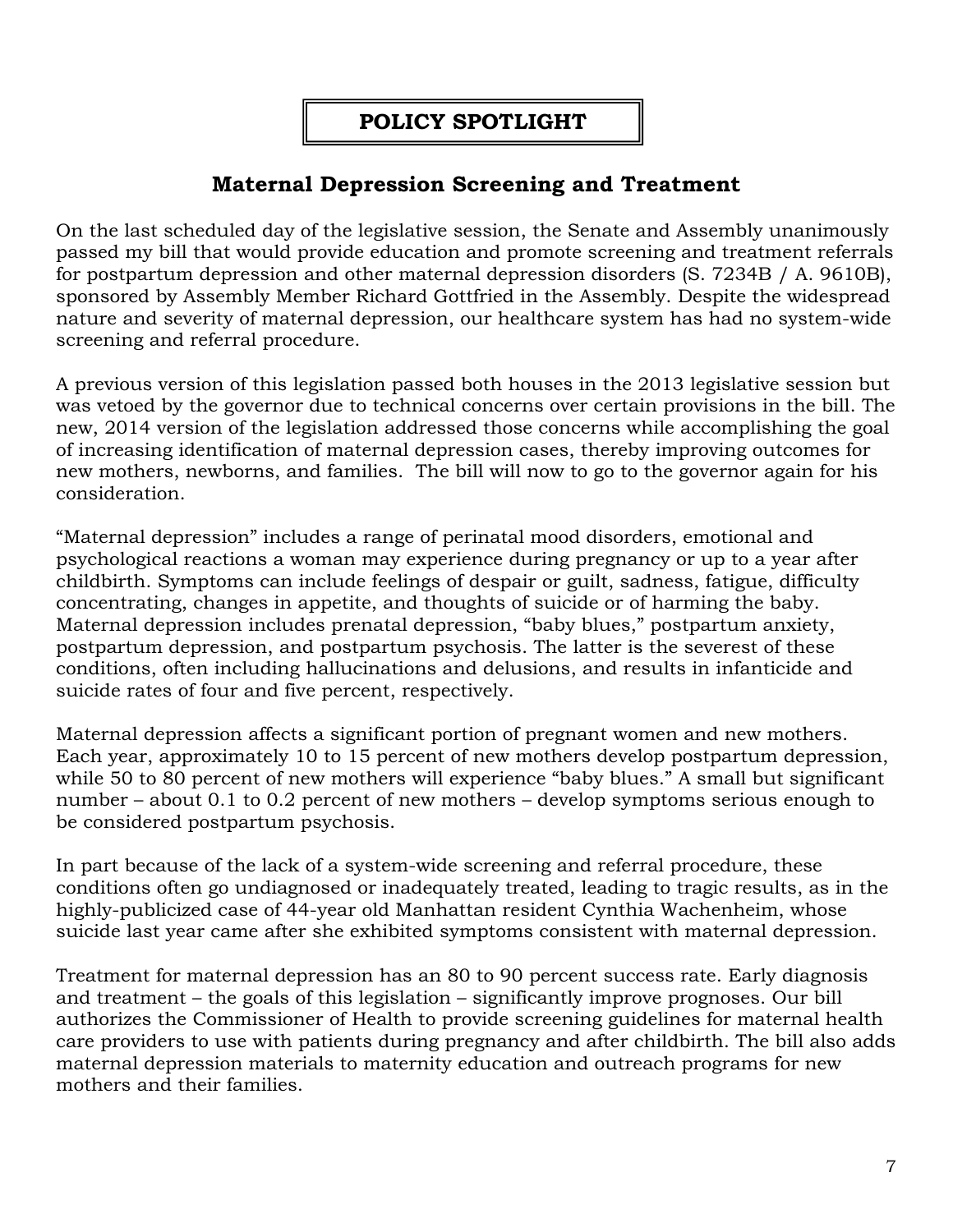## POLICY SPOTLIGHT

### Maternal Depression Screening and Treatment

On the last scheduled day of the legislative session, the Senate and Assembly unanimously passed my bill that would provide education and promote screening and treatment referrals for postpartum depression and other maternal depression disorders (S. 7234B / A. 9610B), sponsored by Assembly Member Richard Gottfried in the Assembly. Despite the widespread nature and severity of maternal depression, our healthcare system has had no system-wide screening and referral procedure.

A previous version of this legislation passed both houses in the 2013 legislative session but was vetoed by the governor due to technical concerns over certain provisions in the bill. The new, 2014 version of the legislation addressed those concerns while accomplishing the goal of increasing identification of maternal depression cases, thereby improving outcomes for new mothers, newborns, and families. The bill will now to go to the governor again for his consideration.

"Maternal depression" includes a range of perinatal mood disorders, emotional and psychological reactions a woman may experience during pregnancy or up to a year after childbirth. Symptoms can include feelings of despair or guilt, sadness, fatigue, difficulty concentrating, changes in appetite, and thoughts of suicide or of harming the baby. Maternal depression includes prenatal depression, "baby blues," postpartum anxiety, postpartum depression, and postpartum psychosis. The latter is the severest of these conditions, often including hallucinations and delusions, and results in infanticide and suicide rates of four and five percent, respectively.

Maternal depression affects a significant portion of pregnant women and new mothers. Each year, approximately 10 to 15 percent of new mothers develop postpartum depression, while 50 to 80 percent of new mothers will experience "baby blues." A small but significant number – about 0.1 to 0.2 percent of new mothers – develop symptoms serious enough to be considered postpartum psychosis.

In part because of the lack of a system-wide screening and referral procedure, these conditions often go undiagnosed or inadequately treated, leading to tragic results, as in the highly-publicized case of 44-year old Manhattan resident Cynthia Wachenheim, whose suicide last year came after she exhibited symptoms consistent with maternal depression.

Treatment for maternal depression has an 80 to 90 percent success rate. Early diagnosis and treatment – the goals of this legislation – significantly improve prognoses. Our bill authorizes the Commissioner of Health to provide screening guidelines for maternal health care providers to use with patients during pregnancy and after childbirth. The bill also adds maternal depression materials to maternity education and outreach programs for new mothers and their families.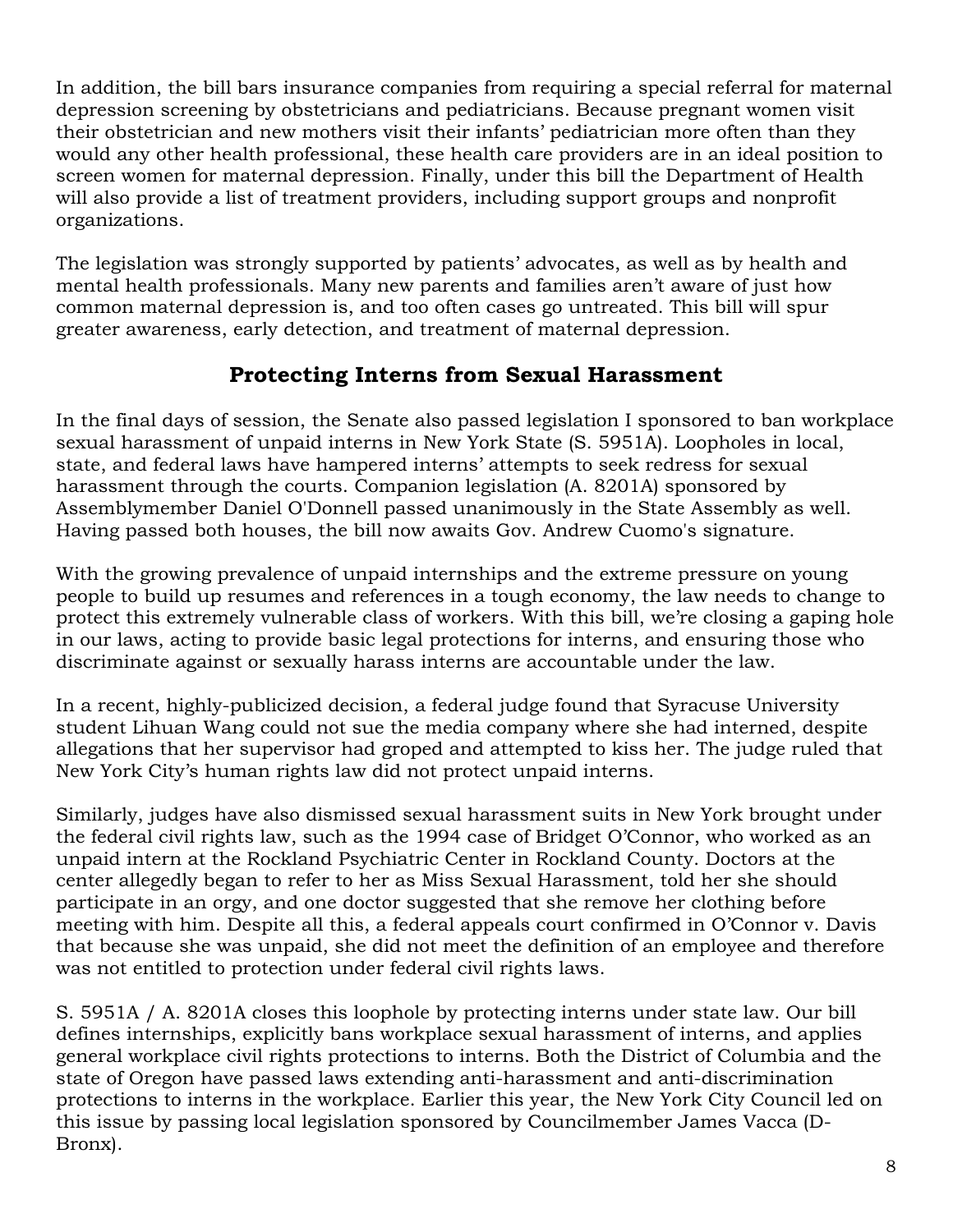In addition, the bill bars insurance companies from requiring a special referral for maternal depression screening by obstetricians and pediatricians. Because pregnant women visit their obstetrician and new mothers visit their infants' pediatrician more often than they would any other health professional, these health care providers are in an ideal position to screen women for maternal depression. Finally, under this bill the Department of Health will also provide a list of treatment providers, including support groups and nonprofit organizations.

The legislation was strongly supported by patients' advocates, as well as by health and mental health professionals. Many new parents and families aren't aware of just how common maternal depression is, and too often cases go untreated. This bill will spur greater awareness, early detection, and treatment of maternal depression.

## Protecting Interns from Sexual Harassment

In the final days of session, the Senate also passed legislation I sponsored to ban workplace sexual harassment of unpaid interns in New York State (S. 5951A). Loopholes in local, state, and federal laws have hampered interns' attempts to seek redress for sexual harassment through the courts. Companion legislation (A. 8201A) sponsored by Assemblymember Daniel O'Donnell passed unanimously in the State Assembly as well. Having passed both houses, the bill now awaits Gov. Andrew Cuomo's signature.

With the growing prevalence of unpaid internships and the extreme pressure on young people to build up resumes and references in a tough economy, the law needs to change to protect this extremely vulnerable class of workers. With this bill, we're closing a gaping hole in our laws, acting to provide basic legal protections for interns, and ensuring those who discriminate against or sexually harass interns are accountable under the law.

In a recent, highly-publicized decision, a federal judge found that Syracuse University student Lihuan Wang could not sue the media company where she had interned, despite allegations that her supervisor had groped and attempted to kiss her. The judge ruled that New York City's human rights law did not protect unpaid interns.

Similarly, judges have also dismissed sexual harassment suits in New York brought under the federal civil rights law, such as the 1994 case of Bridget O'Connor, who worked as an unpaid intern at the Rockland Psychiatric Center in Rockland County. Doctors at the center allegedly began to refer to her as Miss Sexual Harassment, told her she should participate in an orgy, and one doctor suggested that she remove her clothing before meeting with him. Despite all this, a federal appeals court confirmed in O'Connor v. Davis that because she was unpaid, she did not meet the definition of an employee and therefore was not entitled to protection under federal civil rights laws.

S. 5951A / A. 8201A closes this loophole by protecting interns under state law. Our bill defines internships, explicitly bans workplace sexual harassment of interns, and applies general workplace civil rights protections to interns. Both the District of Columbia and the state of Oregon have passed laws extending anti-harassment and anti-discrimination protections to interns in the workplace. Earlier this year, the New York City Council led on this issue by passing local legislation sponsored by Councilmember James Vacca (D-Bronx).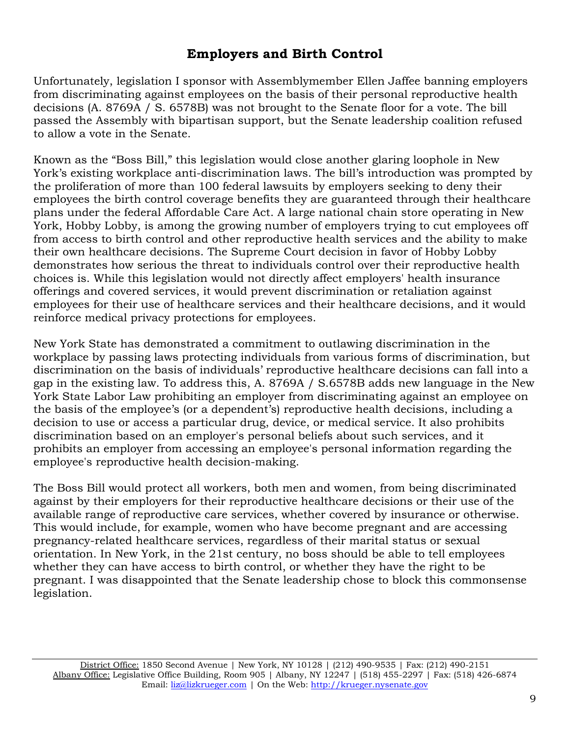## Employers and Birth Control

Unfortunately, legislation I sponsor with Assemblymember Ellen Jaffee banning employers from discriminating against employees on the basis of their personal reproductive health decisions (A. 8769A / S. 6578B) was not brought to the Senate floor for a vote. The bill passed the Assembly with bipartisan support, but the Senate leadership coalition refused to allow a vote in the Senate.

Known as the "Boss Bill," this legislation would close another glaring loophole in New York's existing workplace anti-discrimination laws. The bill's introduction was prompted by the proliferation of more than 100 federal lawsuits by employers seeking to deny their employees the birth control coverage benefits they are guaranteed through their healthcare plans under the federal Affordable Care Act. A large national chain store operating in New York, Hobby Lobby, is among the growing number of employers trying to cut employees off from access to birth control and other reproductive health services and the ability to make their own healthcare decisions. The Supreme Court decision in favor of Hobby Lobby demonstrates how serious the threat to individuals control over their reproductive health choices is. While this legislation would not directly affect employers' health insurance offerings and covered services, it would prevent discrimination or retaliation against employees for their use of healthcare services and their healthcare decisions, and it would reinforce medical privacy protections for employees.

New York State has demonstrated a commitment to outlawing discrimination in the workplace by passing laws protecting individuals from various forms of discrimination, but discrimination on the basis of individuals' reproductive healthcare decisions can fall into a gap in the existing law. To address this, A. 8769A / S.6578B adds new language in the New York State Labor Law prohibiting an employer from discriminating against an employee on the basis of the employee's (or a dependent's) reproductive health decisions, including a decision to use or access a particular drug, device, or medical service. It also prohibits discrimination based on an employer's personal beliefs about such services, and it prohibits an employer from accessing an employee's personal information regarding the employee's reproductive health decision-making.

The Boss Bill would protect all workers, both men and women, from being discriminated against by their employers for their reproductive healthcare decisions or their use of the available range of reproductive care services, whether covered by insurance or otherwise. This would include, for example, women who have become pregnant and are accessing pregnancy-related healthcare services, regardless of their marital status or sexual orientation. In New York, in the 21st century, no boss should be able to tell employees whether they can have access to birth control, or whether they have the right to be pregnant. I was disappointed that the Senate leadership chose to block this commonsense legislation.